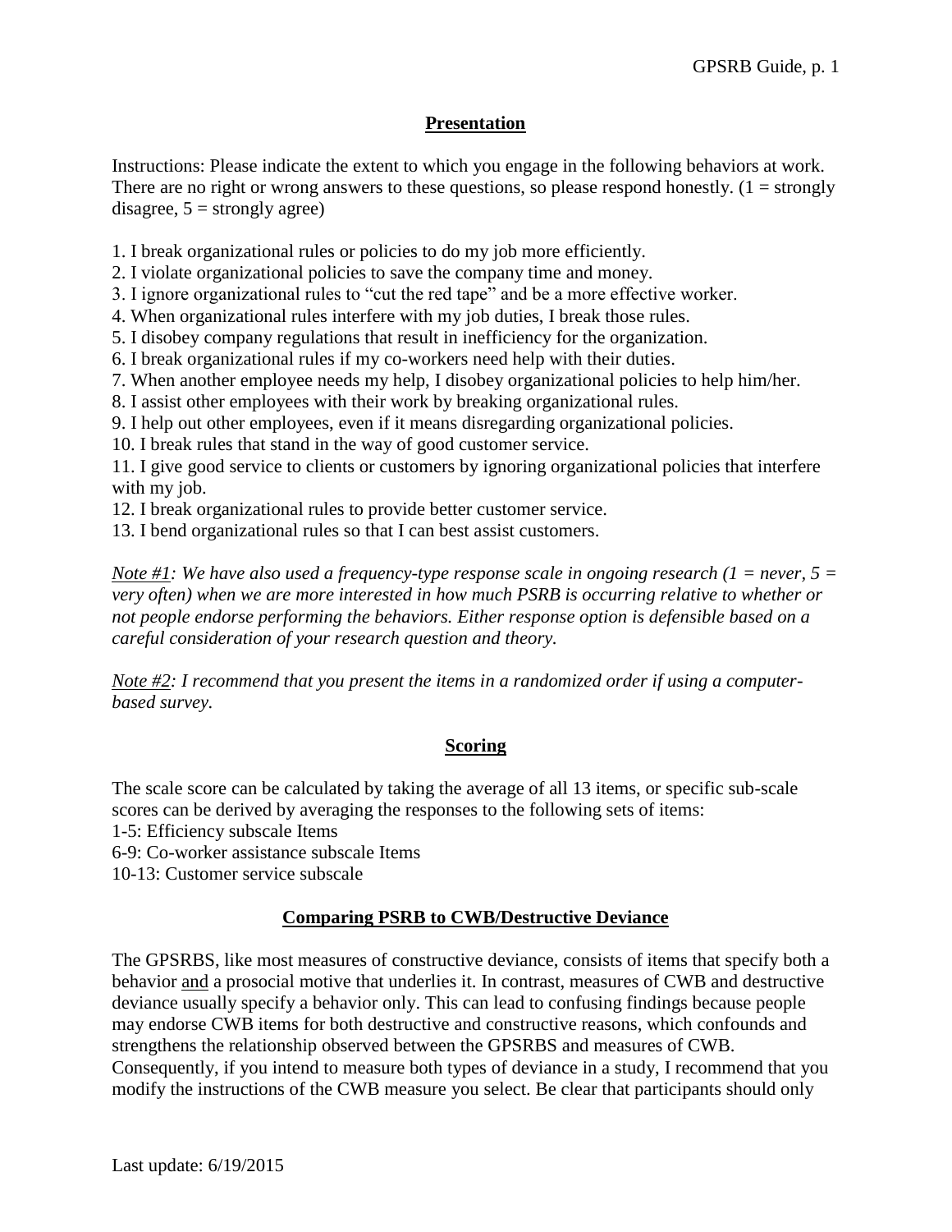## Presentation

Instructions: Please indicate the extent to which you engage in the following behaviors at work. There are no right or wrong answers to these questions, so please respond honestly. (1 = strongly disagree, 5 = strongly agree)

1. I break organizational rules or policies to do my job more efficiently.
2. I violate organizational policies to save the company time and money.
3. I ignore organizational rules to "cut the red tape" and be a more effective worker.
4. When organizational rules interfere with my job duties, I break those rules.
5. I disobey company regulations that result in inefficiency for the organization.
6. I break organizational rules if my co-workers need help with their duties.
7. When another employee needs my help, I disobey organizational policies to help him/her.
8. I assist other employees with their work by breaking organizational rules.
9. I help out other employees, even if it means disregarding organizational policies.
10. I break rules that stand in the way of good customer service.
11. I give good service to clients or customers by ignoring organizational policies that interfere with my job.
12. I break organizational rules to provide better customer service.
13. I bend organizational rules so that I can best assist customers.

*<u>Note #1</u>: We have also used a frequency-type response scale in ongoing research (1 = never, 5 = very often) when we are more interested in how much PSRB is occurring relative to whether or not people endorse performing the behaviors. Either response option is defensible based on a careful consideration of your research question and theory.*

*<u>Note #2</u>: I recommend that you present the items in a randomized order if using a computer-based survey.*

## Scoring

The scale score can be calculated by taking the average of all 13 items, or specific sub-scale scores can be derived by averaging the responses to the following sets of items:

1-5: Efficiency subscale Items

6-9: Co-worker assistance subscale Items

10-13: Customer service subscale

## Comparing PSRB to CWB/Destructive Deviance

The GPSRBS, like most measures of constructive deviance, consists of items that specify both a behavior <u>and</u> a prosocial motive that underlies it. In contrast, measures of CWB and destructive deviance usually specify a behavior only. This can lead to confusing findings because people may endorse CWB items for both destructive and constructive reasons, which confounds and strengthens the relationship observed between the GPSRBS and measures of CWB. Consequently, if you intend to measure both types of deviance in a study, I recommend that you modify the instructions of the CWB measure you select. Be clear that participants should only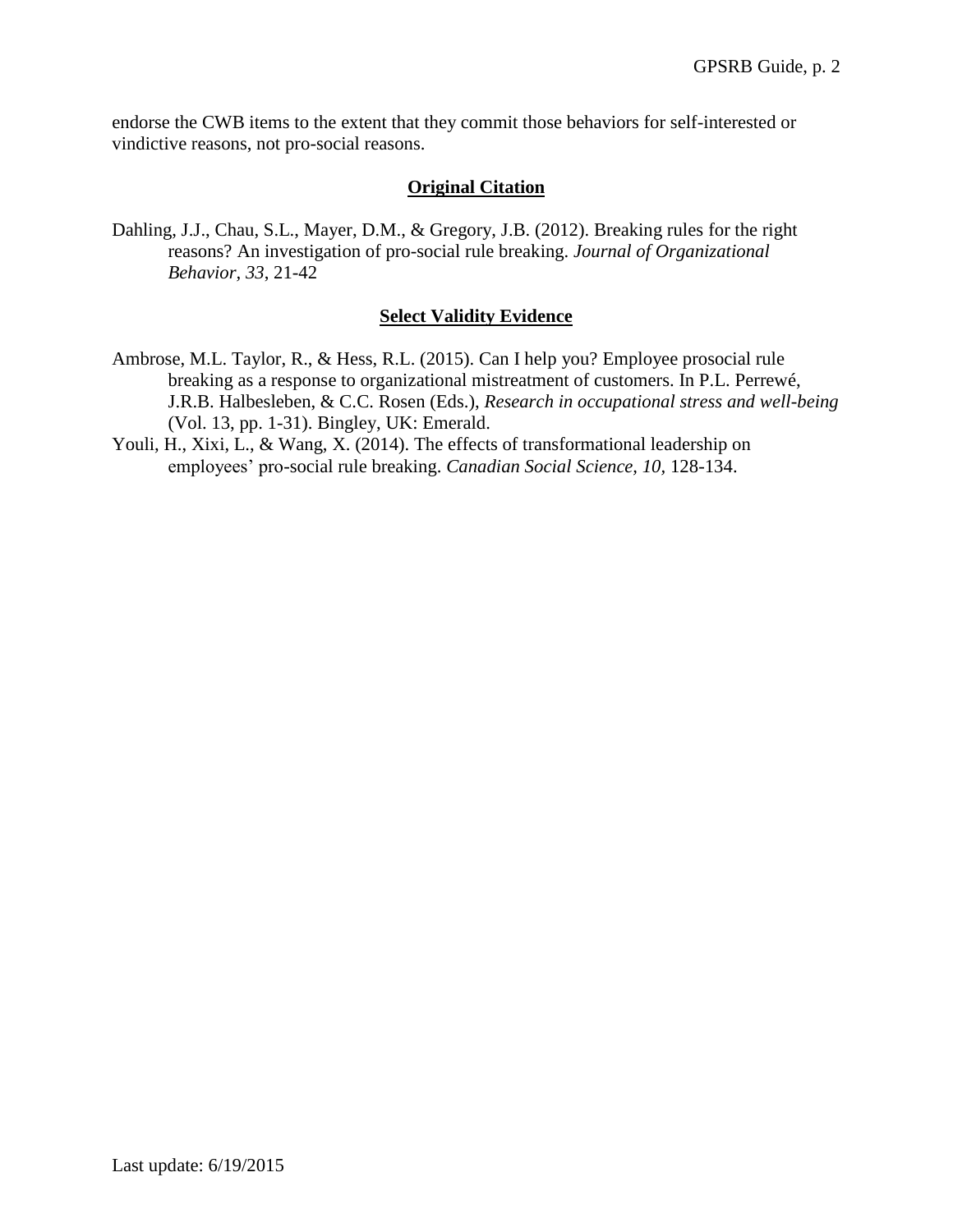endorse the CWB items to the extent that they commit those behaviors for self-interested or vindictive reasons, not pro-social reasons.

## Original Citation

Dahling, J.J., Chau, S.L., Mayer, D.M., & Gregory, J.B. (2012). Breaking rules for the right reasons? An investigation of pro-social rule breaking. *Journal of Organizational Behavior, 33*, 21-42

## Select Validity Evidence

Ambrose, M.L. Taylor, R., & Hess, R.L. (2015). Can I help you? Employee prosocial rule breaking as a response to organizational mistreatment of customers. In P.L. Perrewé, J.R.B. Halbesleben, & C.C. Rosen (Eds.), *Research in occupational stress and well-being* (Vol. 13, pp. 1-31). Bingley, UK: Emerald.

Youli, H., Xixi, L., & Wang, X. (2014). The effects of transformational leadership on employees' pro-social rule breaking. *Canadian Social Science, 10*, 128-134.

Last update: 6/19/2015